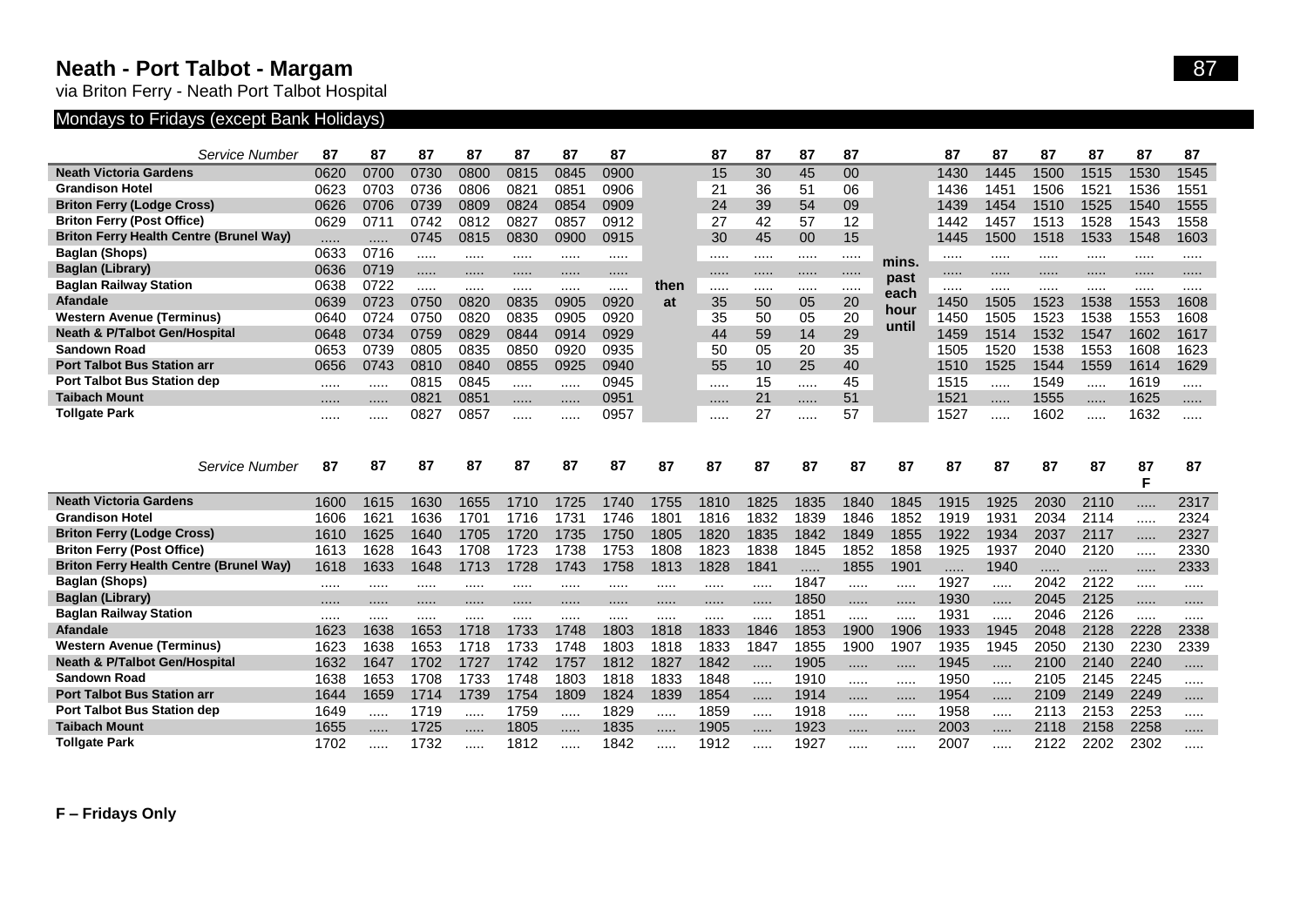# Neath - Port Talbot - Margam

via Briton Ferry - Neath Port Talbot Hospital

**87**

## Mondays to Fridays (except Bank Holidays)

| Service Number | 87 | 87 | 87 | 87 | 87 | 87 | 87 | | 87 | 87 | 87 | 87 | | 87 | 87 | 87 | 87 | 87 | 87 |
|---|---|---|---|---|---|---|---|---|---|---|---|---|---|---|---|---|---|---|---|
| **Neath Victoria Gardens** | 0620 | 0700 | 0730 | 0800 | 0815 | 0845 | 0900 | | 15 | 30 | 45 | 00 | | 1430 | 1445 | 1500 | 1515 | 1530 | 1545 |
| **Grandison Hotel** | 0623 | 0703 | 0736 | 0806 | 0821 | 0851 | 0906 | | 21 | 36 | 51 | 06 | | 1436 | 1451 | 1506 | 1521 | 1536 | 1551 |
| **Briton Ferry (Lodge Cross)** | 0626 | 0706 | 0739 | 0809 | 0824 | 0854 | 0909 | | 24 | 39 | 54 | 09 | | 1439 | 1454 | 1510 | 1525 | 1540 | 1555 |
| **Briton Ferry (Post Office)** | 0629 | 0711 | 0742 | 0812 | 0827 | 0857 | 0912 | | 27 | 42 | 57 | 12 | | 1442 | 1457 | 1513 | 1528 | 1543 | 1558 |
| **Briton Ferry Health Centre (Brunel Way)** | ..... | ..... | 0745 | 0815 | 0830 | 0900 | 0915 | | 30 | 45 | 00 | 15 | | 1445 | 1500 | 1518 | 1533 | 1548 | 1603 |
| **Baglan (Shops)** | 0633 | 0716 | ..... | ..... | ..... | ..... | ..... | | ..... | ..... | ..... | ..... | mins. | ..... | ..... | ..... | ..... | ..... | ..... |
| **Baglan (Library)** | 0636 | 0719 | ..... | ..... | ..... | ..... | ..... | | ..... | ..... | ..... | ..... | past | ..... | ..... | ..... | ..... | ..... | ..... |
| **Baglan Railway Station** | 0638 | 0722 | ..... | ..... | ..... | ..... | ..... | then | ..... | ..... | ..... | ..... | each | ..... | ..... | ..... | ..... | ..... | ..... |
| **Afandale** | 0639 | 0723 | 0750 | 0820 | 0835 | 0905 | 0920 | at | 35 | 50 | 05 | 20 | hour | 1450 | 1505 | 1523 | 1538 | 1553 | 1608 |
| **Western Avenue (Terminus)** | 0640 | 0724 | 0750 | 0820 | 0835 | 0905 | 0920 | | 35 | 50 | 05 | 20 | until | 1450 | 1505 | 1523 | 1538 | 1553 | 1608 |
| **Neath & P/Talbot Gen/Hospital** | 0648 | 0734 | 0759 | 0829 | 0844 | 0914 | 0929 | | 44 | 59 | 14 | 29 | | 1459 | 1514 | 1532 | 1547 | 1602 | 1617 |
| **Sandown Road** | 0653 | 0739 | 0805 | 0835 | 0850 | 0920 | 0935 | | 50 | 05 | 20 | 35 | | 1505 | 1520 | 1538 | 1553 | 1608 | 1623 |
| **Port Talbot Bus Station arr** | 0656 | 0743 | 0810 | 0840 | 0855 | 0925 | 0940 | | 55 | 10 | 25 | 40 | | 1510 | 1525 | 1544 | 1559 | 1614 | 1629 |
| **Port Talbot Bus Station dep** | ..... | ..... | 0815 | 0845 | ..... | ..... | 0945 | | ..... | 15 | ..... | 45 | | 1515 | ..... | 1549 | ..... | 1619 | ..... |
| **Taibach Mount** | ..... | ..... | 0821 | 0851 | ..... | ..... | 0951 | | ..... | 21 | ..... | 51 | | 1521 | ..... | 1555 | ..... | 1625 | ..... |
| **Tollgate Park** | ..... | ..... | 0827 | 0857 | ..... | ..... | 0957 | | ..... | 27 | ..... | 57 | | 1527 | ..... | 1602 | ..... | 1632 | ..... |

| Service Number | 87 | 87 | 87 | 87 | 87 | 87 | 87 | 87 | 87 | 87 | 87 | 87 | 87 | 87 | 87 | 87 | 87 | 87 F | 87 |
|---|---|---|---|---|---|---|---|---|---|---|---|---|---|---|---|---|---|---|---|
| **Neath Victoria Gardens** | 1600 | 1615 | 1630 | 1655 | 1710 | 1725 | 1740 | 1755 | 1810 | 1825 | 1835 | 1840 | 1845 | 1915 | 1925 | 2030 | 2110 | ..... | 2317 |
| **Grandison Hotel** | 1606 | 1621 | 1636 | 1701 | 1716 | 1731 | 1746 | 1801 | 1816 | 1832 | 1839 | 1846 | 1852 | 1919 | 1931 | 2034 | 2114 | ..... | 2324 |
| **Briton Ferry (Lodge Cross)** | 1610 | 1625 | 1640 | 1705 | 1720 | 1735 | 1750 | 1805 | 1820 | 1835 | 1842 | 1849 | 1855 | 1922 | 1934 | 2037 | 2117 | ..... | 2327 |
| **Briton Ferry (Post Office)** | 1613 | 1628 | 1643 | 1708 | 1723 | 1738 | 1753 | 1808 | 1823 | 1838 | 1845 | 1852 | 1858 | 1925 | 1937 | 2040 | 2120 | ..... | 2330 |
| **Briton Ferry Health Centre (Brunel Way)** | 1618 | 1633 | 1648 | 1713 | 1728 | 1743 | 1758 | 1813 | 1828 | 1841 | ..... | 1855 | 1901 | ..... | 1940 | ..... | ..... | ..... | 2333 |
| **Baglan (Shops)** | ..... | ..... | ..... | ..... | ..... | ..... | ..... | ..... | ..... | ..... | 1847 | ..... | ..... | 1927 | ..... | 2042 | 2122 | ..... | ..... |
| **Baglan (Library)** | ..... | ..... | ..... | ..... | ..... | ..... | ..... | ..... | ..... | ..... | 1850 | ..... | ..... | 1930 | ..... | 2045 | 2125 | ..... | ..... |
| **Baglan Railway Station** | ..... | ..... | ..... | ..... | ..... | ..... | ..... | ..... | ..... | ..... | 1851 | ..... | ..... | 1931 | ..... | 2046 | 2126 | ..... | ..... |
| **Afandale** | 1623 | 1638 | 1653 | 1718 | 1733 | 1748 | 1803 | 1818 | 1833 | 1846 | 1853 | 1900 | 1906 | 1933 | 1945 | 2048 | 2128 | 2228 | 2338 |
| **Western Avenue (Terminus)** | 1623 | 1638 | 1653 | 1718 | 1733 | 1748 | 1803 | 1818 | 1833 | 1847 | 1855 | 1900 | 1907 | 1935 | 1945 | 2050 | 2130 | 2230 | 2339 |
| **Neath & P/Talbot Gen/Hospital** | 1632 | 1647 | 1702 | 1727 | 1742 | 1757 | 1812 | 1827 | 1842 | ..... | 1905 | ..... | ..... | 1945 | ..... | 2100 | 2140 | 2240 | ..... |
| **Sandown Road** | 1638 | 1653 | 1708 | 1733 | 1748 | 1803 | 1818 | 1833 | 1848 | ..... | 1910 | ..... | ..... | 1950 | ..... | 2105 | 2145 | 2245 | ..... |
| **Port Talbot Bus Station arr** | 1644 | 1659 | 1714 | 1739 | 1754 | 1809 | 1824 | 1839 | 1854 | ..... | 1914 | ..... | ..... | 1954 | ..... | 2109 | 2149 | 2249 | ..... |
| **Port Talbot Bus Station dep** | 1649 | ..... | 1719 | ..... | 1759 | ..... | 1829 | ..... | 1859 | ..... | 1918 | ..... | ..... | 1958 | ..... | 2113 | 2153 | 2253 | ..... |
| **Taibach Mount** | 1655 | ..... | 1725 | ..... | 1805 | ..... | 1835 | ..... | 1905 | ..... | 1923 | ..... | ..... | 2003 | ..... | 2118 | 2158 | 2258 | ..... |
| **Tollgate Park** | 1702 | ..... | 1732 | ..... | 1812 | ..... | 1842 | ..... | 1912 | ..... | 1927 | ..... | ..... | 2007 | ..... | 2122 | 2202 | 2302 | ..... |

**F – Fridays Only**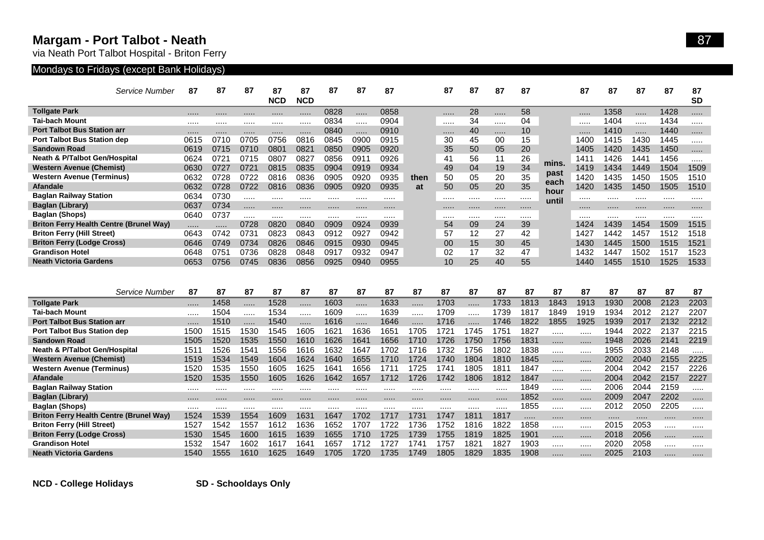# Margam - Port Talbot - Neath

via Neath Port Talbot Hospital - Briton Ferry

## Mondays to Fridays (except Bank Holidays)

| Service Number | 87 | 87 | 87 | 87 NCD | 87 NCD | 87 | 87 | 87 | | 87 | 87 | 87 | 87 | | 87 | 87 | 87 | 87 | 87 SD |
|---|---|---|---|---|---|---|---|---|---|---|---|---|---|---|---|---|---|---|---|
| **Tollgate Park** | ..... | ..... | ..... | ..... | ..... | 0828 | ..... | 0858 | | ..... | 28 | ..... | 58 | | ..... | 1358 | ..... | 1428 | ..... |
| **Tai-bach Mount** | ..... | ..... | ..... | ..... | ..... | 0834 | ..... | 0904 | | ..... | 34 | ..... | 04 | | ..... | 1404 | ..... | 1434 | ..... |
| **Port Talbot Bus Station arr** | ..... | ..... | ..... | ..... | ..... | 0840 | ..... | 0910 | | ..... | 40 | ..... | 10 | | ..... | 1410 | ..... | 1440 | ..... |
| **Port Talbot Bus Station dep** | 0615 | 0710 | 0705 | 0756 | 0816 | 0845 | 0900 | 0915 | | 30 | 45 | 00 | 15 | | 1400 | 1415 | 1430 | 1445 | ..... |
| **Sandown Road** | 0619 | 0715 | 0710 | 0801 | 0821 | 0850 | 0905 | 0920 | | 35 | 50 | 05 | 20 | | 1405 | 1420 | 1435 | 1450 | ..... |
| **Neath & P/Talbot Gen/Hospital** | 0624 | 0721 | 0715 | 0807 | 0827 | 0856 | 0911 | 0926 | | 41 | 56 | 11 | 26 | | 1411 | 1426 | 1441 | 1456 | ..... |
| **Western Avenue (Chemist)** | 0630 | 0727 | 0721 | 0815 | 0835 | 0904 | 0919 | 0934 | | 49 | 04 | 19 | 34 | mins. | 1419 | 1434 | 1449 | 1504 | 1509 |
| **Western Avenue (Terminus)** | 0632 | 0728 | 0722 | 0816 | 0836 | 0905 | 0920 | 0935 | then | 50 | 05 | 20 | 35 | past | 1420 | 1435 | 1450 | 1505 | 1510 |
| **Afandale** | 0632 | 0728 | 0722 | 0816 | 0836 | 0905 | 0920 | 0935 | at | 50 | 05 | 20 | 35 | each | 1420 | 1435 | 1450 | 1505 | 1510 |
| **Baglan Railway Station** | 0634 | 0730 | ..... | ..... | ..... | ..... | ..... | ..... | | ..... | ..... | ..... | ..... | hour | ..... | ..... | ..... | ..... | ..... |
| **Baglan (Library)** | 0637 | 0734 | ..... | ..... | ..... | ..... | ..... | ..... | | ..... | ..... | ..... | ..... | until | ..... | ..... | ..... | ..... | ..... |
| **Baglan (Shops)** | 0640 | 0737 | ..... | ..... | ..... | ..... | ..... | ..... | | ..... | ..... | ..... | ..... | | ..... | ..... | ..... | ..... | ..... |
| **Briton Ferry Health Centre (Brunel Way)** | ..... | ..... | 0728 | 0820 | 0840 | 0909 | 0924 | 0939 | | 54 | 09 | 24 | 39 | | 1424 | 1439 | 1454 | 1509 | 1515 |
| **Briton Ferry (Hill Street)** | 0643 | 0742 | 0731 | 0823 | 0843 | 0912 | 0927 | 0942 | | 57 | 12 | 27 | 42 | | 1427 | 1442 | 1457 | 1512 | 1518 |
| **Briton Ferry (Lodge Cross)** | 0646 | 0749 | 0734 | 0826 | 0846 | 0915 | 0930 | 0945 | | 00 | 15 | 30 | 45 | | 1430 | 1445 | 1500 | 1515 | 1521 |
| **Grandison Hotel** | 0648 | 0751 | 0736 | 0828 | 0848 | 0917 | 0932 | 0947 | | 02 | 17 | 32 | 47 | | 1432 | 1447 | 1502 | 1517 | 1523 |
| **Neath Victoria Gardens** | 0653 | 0756 | 0745 | 0836 | 0856 | 0925 | 0940 | 0955 | | 10 | 25 | 40 | 55 | | 1440 | 1455 | 1510 | 1525 | 1533 |

| Service Number | 87 | 87 | 87 | 87 | 87 | 87 | 87 | 87 | 87 | 87 | 87 | 87 | 87 | 87 | 87 | 87 | 87 | 87 | 87 |
|---|---|---|---|---|---|---|---|---|---|---|---|---|---|---|---|---|---|---|---|
| **Tollgate Park** | ..... | 1458 | ..... | 1528 | ..... | 1603 | ..... | 1633 | ..... | 1703 | ..... | 1733 | 1813 | 1843 | 1913 | 1930 | 2008 | 2123 | 2203 |
| **Tai-bach Mount** | ..... | 1504 | ..... | 1534 | ..... | 1609 | ..... | 1639 | ..... | 1709 | ..... | 1739 | 1817 | 1849 | 1919 | 1934 | 2012 | 2127 | 2207 |
| **Port Talbot Bus Station arr** | ..... | 1510 | ..... | 1540 | ..... | 1616 | ..... | 1646 | ..... | 1716 | ..... | 1746 | 1822 | 1855 | 1925 | 1939 | 2017 | 2132 | 2212 |
| **Port Talbot Bus Station dep** | 1500 | 1515 | 1530 | 1545 | 1605 | 1621 | 1636 | 1651 | 1705 | 1721 | 1745 | 1751 | 1827 | ..... | ..... | 1944 | 2022 | 2137 | 2215 |
| **Sandown Road** | 1505 | 1520 | 1535 | 1550 | 1610 | 1626 | 1641 | 1656 | 1710 | 1726 | 1750 | 1756 | 1831 | ..... | ..... | 1948 | 2026 | 2141 | 2219 |
| **Neath & P/Talbot Gen/Hospital** | 1511 | 1526 | 1541 | 1556 | 1616 | 1632 | 1647 | 1702 | 1716 | 1732 | 1756 | 1802 | 1838 | ..... | ..... | 1955 | 2033 | 2148 | ..... |
| **Western Avenue (Chemist)** | 1519 | 1534 | 1549 | 1604 | 1624 | 1640 | 1655 | 1710 | 1724 | 1740 | 1804 | 1810 | 1845 | ..... | ..... | 2002 | 2040 | 2155 | 2225 |
| **Western Avenue (Terminus)** | 1520 | 1535 | 1550 | 1605 | 1625 | 1641 | 1656 | 1711 | 1725 | 1741 | 1805 | 1811 | 1847 | ..... | ..... | 2004 | 2042 | 2157 | 2226 |
| **Afandale** | 1520 | 1535 | 1550 | 1605 | 1626 | 1642 | 1657 | 1712 | 1726 | 1742 | 1806 | 1812 | 1847 | ..... | ..... | 2004 | 2042 | 2157 | 2227 |
| **Baglan Railway Station** | ..... | ..... | ..... | ..... | ..... | ..... | ..... | ..... | ..... | ..... | ..... | ..... | 1849 | ..... | ..... | 2006 | 2044 | 2159 | ..... |
| **Baglan (Library)** | ..... | ..... | ..... | ..... | ..... | ..... | ..... | ..... | ..... | ..... | ..... | ..... | 1852 | ..... | ..... | 2009 | 2047 | 2202 | ..... |
| **Baglan (Shops)** | ..... | ..... | ..... | ..... | ..... | ..... | ..... | ..... | ..... | ..... | ..... | ..... | 1855 | ..... | ..... | 2012 | 2050 | 2205 | ..... |
| **Briton Ferry Health Centre (Brunel Way)** | 1524 | 1539 | 1554 | 1609 | 1631 | 1647 | 1702 | 1717 | 1731 | 1747 | 1811 | 1817 | ..... | ..... | ..... | ..... | ..... | ..... | ..... |
| **Briton Ferry (Hill Street)** | 1527 | 1542 | 1557 | 1612 | 1636 | 1652 | 1707 | 1722 | 1736 | 1752 | 1816 | 1822 | 1858 | ..... | ..... | 2015 | 2053 | ..... | ..... |
| **Briton Ferry (Lodge Cross)** | 1530 | 1545 | 1600 | 1615 | 1639 | 1655 | 1710 | 1725 | 1739 | 1755 | 1819 | 1825 | 1901 | ..... | ..... | 2018 | 2056 | ..... | ..... |
| **Grandison Hotel** | 1532 | 1547 | 1602 | 1617 | 1641 | 1657 | 1712 | 1727 | 1741 | 1757 | 1821 | 1827 | 1903 | ..... | ..... | 2020 | 2058 | ..... | ..... |
| **Neath Victoria Gardens** | 1540 | 1555 | 1610 | 1625 | 1649 | 1705 | 1720 | 1735 | 1749 | 1805 | 1829 | 1835 | 1908 | ..... | ..... | 2025 | 2103 | ..... | ..... |

**NCD - College Holidays** **SD - Schooldays Only**